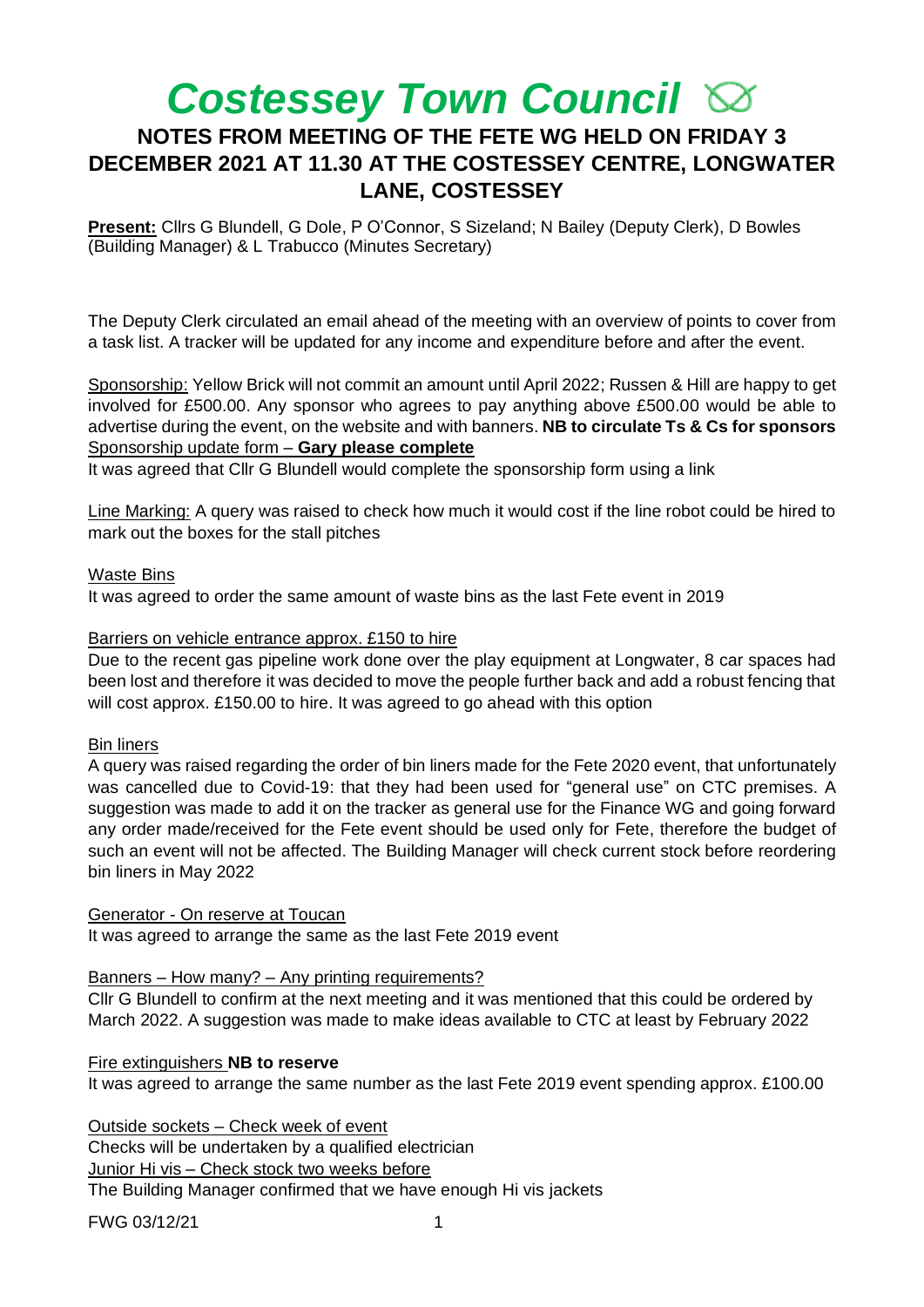# *Costessey Town Council*

## NOTES FROM MEETING OF THE FETE WG HELD ON FRIDAY 3 DECEMBER 2021 AT 11.30 AT THE COSTESSEY CENTRE, LONGWATER LANE, COSTESSEY

**Present:** Cllrs G Blundell, G Dole, P O'Connor, S Sizeland; N Bailey (Deputy Clerk), D Bowles (Building Manager) & L Trabucco (Minutes Secretary)

The Deputy Clerk circulated an email ahead of the meeting with an overview of points to cover from a task list. A tracker will be updated for any income and expenditure before and after the event.

Sponsorship: Yellow Brick will not commit an amount until April 2022; Russen & Hill are happy to get involved for £500.00. Any sponsor who agrees to pay anything above £500.00 would be able to advertise during the event, on the website and with banners. **NB to circulate Ts & Cs for sponsors**
Sponsorship update form – **Gary please complete**
It was agreed that Cllr G Blundell would complete the sponsorship form using a link

Line Marking: A query was raised to check how much it would cost if the line robot could be hired to mark out the boxes for the stall pitches

Waste Bins
It was agreed to order the same amount of waste bins as the last Fete event in 2019

Barriers on vehicle entrance approx. £150 to hire
Due to the recent gas pipeline work done over the play equipment at Longwater, 8 car spaces had been lost and therefore it was decided to move the people further back and add a robust fencing that will cost approx. £150.00 to hire. It was agreed to go ahead with this option

Bin liners
A query was raised regarding the order of bin liners made for the Fete 2020 event, that unfortunately was cancelled due to Covid-19: that they had been used for "general use" on CTC premises. A suggestion was made to add it on the tracker as general use for the Finance WG and going forward any order made/received for the Fete event should be used only for Fete, therefore the budget of such an event will not be affected. The Building Manager will check current stock before reordering bin liners in May 2022

Generator - On reserve at Toucan
It was agreed to arrange the same as the last Fete 2019 event

Banners – How many? – Any printing requirements?
Cllr G Blundell to confirm at the next meeting and it was mentioned that this could be ordered by March 2022. A suggestion was made to make ideas available to CTC at least by February 2022

Fire extinguishers **NB to reserve**
It was agreed to arrange the same number as the last Fete 2019 event spending approx. £100.00

Outside sockets – Check week of event
Checks will be undertaken by a qualified electrician
Junior Hi vis – Check stock two weeks before
The Building Manager confirmed that we have enough Hi vis jackets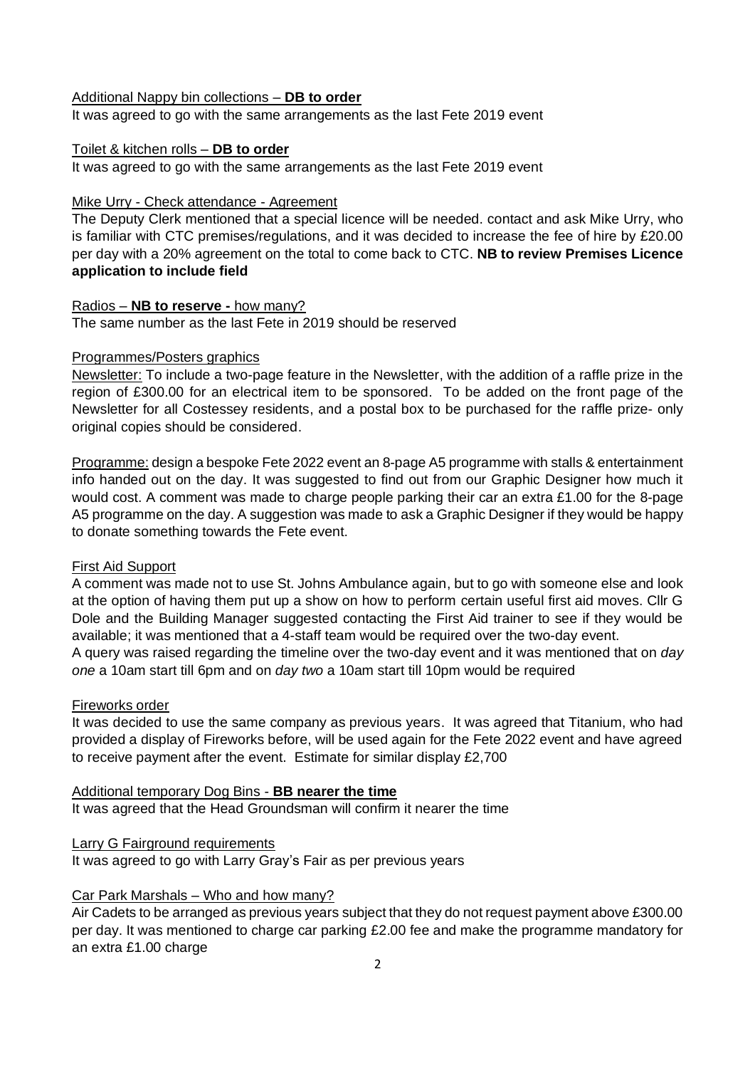Additional Nappy bin collections – **DB to order**

It was agreed to go with the same arrangements as the last Fete 2019 event

Toilet & kitchen rolls – **DB to order**

It was agreed to go with the same arrangements as the last Fete 2019 event

Mike Urry - Check attendance - Agreement

The Deputy Clerk mentioned that a special licence will be needed. contact and ask Mike Urry, who is familiar with CTC premises/regulations, and it was decided to increase the fee of hire by £20.00 per day with a 20% agreement on the total to come back to CTC. **NB to review Premises Licence application to include field**

Radios – **NB to reserve -** how many?

The same number as the last Fete in 2019 should be reserved

Programmes/Posters graphics

Newsletter: To include a two-page feature in the Newsletter, with the addition of a raffle prize in the region of £300.00 for an electrical item to be sponsored. To be added on the front page of the Newsletter for all Costessey residents, and a postal box to be purchased for the raffle prize- only original copies should be considered.

Programme: design a bespoke Fete 2022 event an 8-page A5 programme with stalls & entertainment info handed out on the day. It was suggested to find out from our Graphic Designer how much it would cost. A comment was made to charge people parking their car an extra £1.00 for the 8-page A5 programme on the day. A suggestion was made to ask a Graphic Designer if they would be happy to donate something towards the Fete event.

First Aid Support

A comment was made not to use St. Johns Ambulance again, but to go with someone else and look at the option of having them put up a show on how to perform certain useful first aid moves. Cllr G Dole and the Building Manager suggested contacting the First Aid trainer to see if they would be available; it was mentioned that a 4-staff team would be required over the two-day event.

A query was raised regarding the timeline over the two-day event and it was mentioned that on *day one* a 10am start till 6pm and on *day two* a 10am start till 10pm would be required

Fireworks order

It was decided to use the same company as previous years. It was agreed that Titanium, who had provided a display of Fireworks before, will be used again for the Fete 2022 event and have agreed to receive payment after the event. Estimate for similar display £2,700

Additional temporary Dog Bins - **BB nearer the time**

It was agreed that the Head Groundsman will confirm it nearer the time

Larry G Fairground requirements

It was agreed to go with Larry Gray's Fair as per previous years

Car Park Marshals – Who and how many?

Air Cadets to be arranged as previous years subject that they do not request payment above £300.00 per day. It was mentioned to charge car parking £2.00 fee and make the programme mandatory for an extra £1.00 charge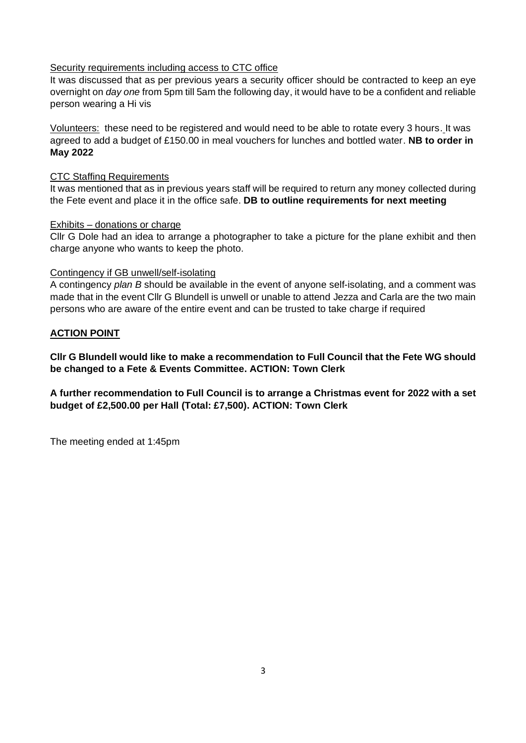Security requirements including access to CTC office

It was discussed that as per previous years a security officer should be contracted to keep an eye overnight on *day one* from 5pm till 5am the following day, it would have to be a confident and reliable person wearing a Hi vis

Volunteers: these need to be registered and would need to be able to rotate every 3 hours. It was agreed to add a budget of £150.00 in meal vouchers for lunches and bottled water. **NB to order in May 2022**

CTC Staffing Requirements

It was mentioned that as in previous years staff will be required to return any money collected during the Fete event and place it in the office safe. **DB to outline requirements for next meeting**

Exhibits – donations or charge

Cllr G Dole had an idea to arrange a photographer to take a picture for the plane exhibit and then charge anyone who wants to keep the photo.

Contingency if GB unwell/self-isolating

A contingency *plan B* should be available in the event of anyone self-isolating, and a comment was made that in the event Cllr G Blundell is unwell or unable to attend Jezza and Carla are the two main persons who are aware of the entire event and can be trusted to take charge if required

**ACTION POINT**

**Cllr G Blundell would like to make a recommendation to Full Council that the Fete WG should be changed to a Fete & Events Committee. ACTION: Town Clerk**

**A further recommendation to Full Council is to arrange a Christmas event for 2022 with a set budget of £2,500.00 per Hall (Total: £7,500). ACTION: Town Clerk**

The meeting ended at 1:45pm